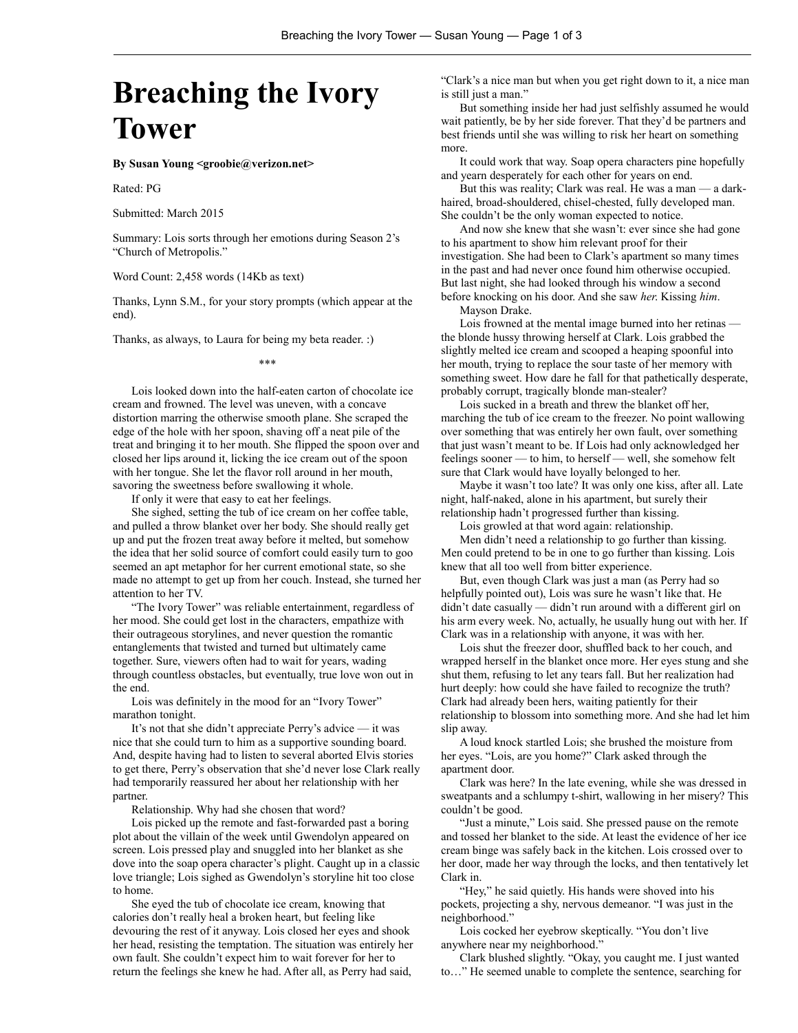# Breaching the Ivory Tower

**By Susan Young <groobie@verizon.net>**

Rated: PG

Submitted: March 2015

Summary: Lois sorts through her emotions during Season 2's "Church of Metropolis."

Word Count: 2,458 words (14Kb as text)

Thanks, Lynn S.M., for your story prompts (which appear at the end).

Thanks, as always, to Laura for being my beta reader. :)

***

Lois looked down into the half-eaten carton of chocolate ice cream and frowned. The level was uneven, with a concave distortion marring the otherwise smooth plane. She scraped the edge of the hole with her spoon, shaving off a neat pile of the treat and bringing it to her mouth. She flipped the spoon over and closed her lips around it, licking the ice cream out of the spoon with her tongue. She let the flavor roll around in her mouth, savoring the sweetness before swallowing it whole.

If only it were that easy to eat her feelings.

She sighed, setting the tub of ice cream on her coffee table, and pulled a throw blanket over her body. She should really get up and put the frozen treat away before it melted, but somehow the idea that her solid source of comfort could easily turn to goo seemed an apt metaphor for her current emotional state, so she made no attempt to get up from her couch. Instead, she turned her attention to her TV.

"The Ivory Tower" was reliable entertainment, regardless of her mood. She could get lost in the characters, empathize with their outrageous storylines, and never question the romantic entanglements that twisted and turned but ultimately came together. Sure, viewers often had to wait for years, wading through countless obstacles, but eventually, true love won out in the end.

Lois was definitely in the mood for an "Ivory Tower" marathon tonight.

It's not that she didn't appreciate Perry's advice — it was nice that she could turn to him as a supportive sounding board. And, despite having had to listen to several aborted Elvis stories to get there, Perry's observation that she'd never lose Clark really had temporarily reassured her about her relationship with her partner.

Relationship. Why had she chosen that word?

Lois picked up the remote and fast-forwarded past a boring plot about the villain of the week until Gwendolyn appeared on screen. Lois pressed play and snuggled into her blanket as she dove into the soap opera character's plight. Caught up in a classic love triangle; Lois sighed as Gwendolyn's storyline hit too close to home.

She eyed the tub of chocolate ice cream, knowing that calories don't really heal a broken heart, but feeling like devouring the rest of it anyway. Lois closed her eyes and shook her head, resisting the temptation. The situation was entirely her own fault. She couldn't expect him to wait forever for her to return the feelings she knew he had. After all, as Perry had said, "Clark's a nice man but when you get right down to it, a nice man is still just a man."

But something inside her had just selfishly assumed he would wait patiently, be by her side forever. That they'd be partners and best friends until she was willing to risk her heart on something more.

It could work that way. Soap opera characters pine hopefully and yearn desperately for each other for years on end.

But this was reality; Clark was real. He was a man — a dark-haired, broad-shouldered, chisel-chested, fully developed man. She couldn't be the only woman expected to notice.

And now she knew that she wasn't: ever since she had gone to his apartment to show him relevant proof for their investigation. She had been to Clark's apartment so many times in the past and had never once found him otherwise occupied. But last night, she had looked through his window a second before knocking on his door. And she saw *her*. Kissing *him*.

Mayson Drake.

Lois frowned at the mental image burned into her retinas — the blonde hussy throwing herself at Clark. Lois grabbed the slightly melted ice cream and scooped a heaping spoonful into her mouth, trying to replace the sour taste of her memory with something sweet. How dare he fall for that pathetically desperate, probably corrupt, tragically blonde man-stealer?

Lois sucked in a breath and threw the blanket off her, marching the tub of ice cream to the freezer. No point wallowing over something that was entirely her own fault, over something that just wasn't meant to be. If Lois had only acknowledged her feelings sooner — to him, to herself — well, she somehow felt sure that Clark would have loyally belonged to her.

Maybe it wasn't too late? It was only one kiss, after all. Late night, half-naked, alone in his apartment, but surely their relationship hadn't progressed further than kissing.

Lois growled at that word again: relationship.

Men didn't need a relationship to go further than kissing. Men could pretend to be in one to go further than kissing. Lois knew that all too well from bitter experience.

But, even though Clark was just a man (as Perry had so helpfully pointed out), Lois was sure he wasn't like that. He didn't date casually — didn't run around with a different girl on his arm every week. No, actually, he usually hung out with her. If Clark was in a relationship with anyone, it was with her.

Lois shut the freezer door, shuffled back to her couch, and wrapped herself in the blanket once more. Her eyes stung and she shut them, refusing to let any tears fall. But her realization had hurt deeply: how could she have failed to recognize the truth? Clark had already been hers, waiting patiently for their relationship to blossom into something more. And she had let him slip away.

A loud knock startled Lois; she brushed the moisture from her eyes. "Lois, are you home?" Clark asked through the apartment door.

Clark was here? In the late evening, while she was dressed in sweatpants and a schlumpy t-shirt, wallowing in her misery? This couldn't be good.

"Just a minute," Lois said. She pressed pause on the remote and tossed her blanket to the side. At least the evidence of her ice cream binge was safely back in the kitchen. Lois crossed over to her door, made her way through the locks, and then tentatively let Clark in.

"Hey," he said quietly. His hands were shoved into his pockets, projecting a shy, nervous demeanor. "I was just in the neighborhood."

Lois cocked her eyebrow skeptically. "You don't live anywhere near my neighborhood."

Clark blushed slightly. "Okay, you caught me. I just wanted to…" He seemed unable to complete the sentence, searching for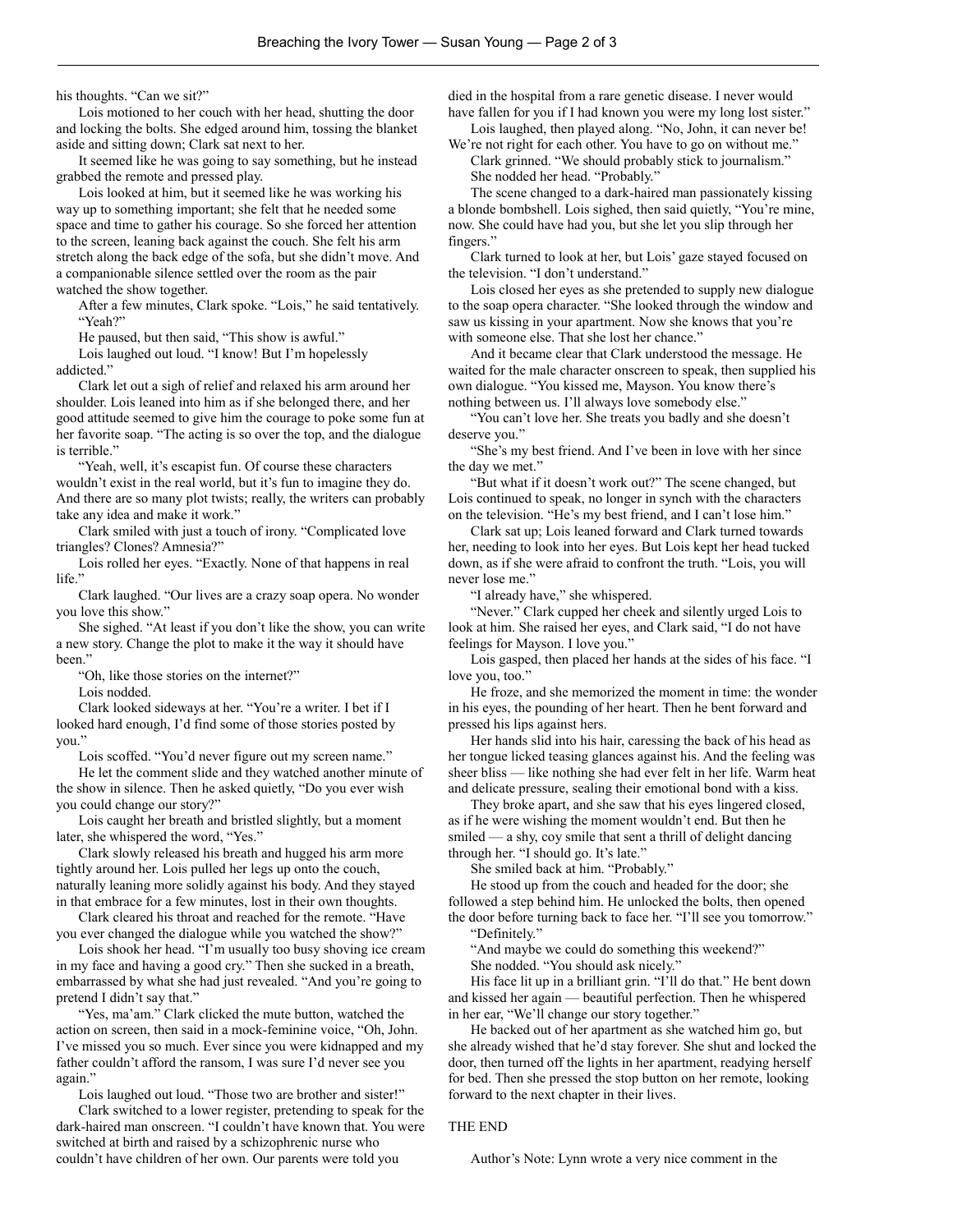his thoughts. "Can we sit?"

Lois motioned to her couch with her head, shutting the door and locking the bolts. She edged around him, tossing the blanket aside and sitting down; Clark sat next to her.

It seemed like he was going to say something, but he instead grabbed the remote and pressed play.

Lois looked at him, but it seemed like he was working his way up to something important; she felt that he needed some space and time to gather his courage. So she forced her attention to the screen, leaning back against the couch. She felt his arm stretch along the back edge of the sofa, but she didn't move. And a companionable silence settled over the room as the pair watched the show together.

After a few minutes, Clark spoke. "Lois," he said tentatively.

"Yeah?"

He paused, but then said, "This show is awful."

Lois laughed out loud. "I know! But I'm hopelessly addicted."

Clark let out a sigh of relief and relaxed his arm around her shoulder. Lois leaned into him as if she belonged there, and her good attitude seemed to give him the courage to poke some fun at her favorite soap. "The acting is so over the top, and the dialogue is terrible."

"Yeah, well, it's escapist fun. Of course these characters wouldn't exist in the real world, but it's fun to imagine they do. And there are so many plot twists; really, the writers can probably take any idea and make it work."

Clark smiled with just a touch of irony. "Complicated love triangles? Clones? Amnesia?"

Lois rolled her eyes. "Exactly. None of that happens in real life."

Clark laughed. "Our lives are a crazy soap opera. No wonder you love this show."

She sighed. "At least if you don't like the show, you can write a new story. Change the plot to make it the way it should have been."

"Oh, like those stories on the internet?"

Lois nodded.

Clark looked sideways at her. "You're a writer. I bet if I looked hard enough, I'd find some of those stories posted by you."

Lois scoffed. "You'd never figure out my screen name."

He let the comment slide and they watched another minute of the show in silence. Then he asked quietly, "Do you ever wish you could change our story?"

Lois caught her breath and bristled slightly, but a moment later, she whispered the word, "Yes."

Clark slowly released his breath and hugged his arm more tightly around her. Lois pulled her legs up onto the couch, naturally leaning more solidly against his body. And they stayed in that embrace for a few minutes, lost in their own thoughts.

Clark cleared his throat and reached for the remote. "Have you ever changed the dialogue while you watched the show?"

Lois shook her head. "I'm usually too busy shoving ice cream in my face and having a good cry." Then she sucked in a breath, embarrassed by what she had just revealed. "And you're going to pretend I didn't say that."

"Yes, ma'am." Clark clicked the mute button, watched the action on screen, then said in a mock-feminine voice, "Oh, John. I've missed you so much. Ever since you were kidnapped and my father couldn't afford the ransom, I was sure I'd never see you again."

Lois laughed out loud. "Those two are brother and sister!"

Clark switched to a lower register, pretending to speak for the dark-haired man onscreen. "I couldn't have known that. You were switched at birth and raised by a schizophrenic nurse who couldn't have children of her own. Our parents were told you died in the hospital from a rare genetic disease. I never would have fallen for you if I had known you were my long lost sister."

Lois laughed, then played along. "No, John, it can never be! We're not right for each other. You have to go on without me."

Clark grinned. "We should probably stick to journalism."

She nodded her head. "Probably."

The scene changed to a dark-haired man passionately kissing a blonde bombshell. Lois sighed, then said quietly, "You're mine, now. She could have had you, but she let you slip through her fingers."

Clark turned to look at her, but Lois' gaze stayed focused on the television. "I don't understand."

Lois closed her eyes as she pretended to supply new dialogue to the soap opera character. "She looked through the window and saw us kissing in your apartment. Now she knows that you're with someone else. That she lost her chance."

And it became clear that Clark understood the message. He waited for the male character onscreen to speak, then supplied his own dialogue. "You kissed me, Mayson. You know there's nothing between us. I'll always love somebody else."

"You can't love her. She treats you badly and she doesn't deserve you."

"She's my best friend. And I've been in love with her since the day we met."

"But what if it doesn't work out?" The scene changed, but Lois continued to speak, no longer in synch with the characters on the television. "He's my best friend, and I can't lose him."

Clark sat up; Lois leaned forward and Clark turned towards her, needing to look into her eyes. But Lois kept her head tucked down, as if she were afraid to confront the truth. "Lois, you will never lose me."

"I already have," she whispered.

"Never." Clark cupped her cheek and silently urged Lois to look at him. She raised her eyes, and Clark said, "I do not have feelings for Mayson. I love you."

Lois gasped, then placed her hands at the sides of his face. "I love you, too."

He froze, and she memorized the moment in time: the wonder in his eyes, the pounding of her heart. Then he bent forward and pressed his lips against hers.

Her hands slid into his hair, caressing the back of his head as her tongue licked teasing glances against his. And the feeling was sheer bliss — like nothing she had ever felt in her life. Warm heat and delicate pressure, sealing their emotional bond with a kiss.

They broke apart, and she saw that his eyes lingered closed, as if he were wishing the moment wouldn't end. But then he smiled — a shy, coy smile that sent a thrill of delight dancing through her. "I should go. It's late."

She smiled back at him. "Probably."

He stood up from the couch and headed for the door; she followed a step behind him. He unlocked the bolts, then opened the door before turning back to face her. "I'll see you tomorrow."

"Definitely."

"And maybe we could do something this weekend?"

She nodded. "You should ask nicely."

His face lit up in a brilliant grin. "I'll do that." He bent down and kissed her again — beautiful perfection. Then he whispered in her ear, "We'll change our story together."

He backed out of her apartment as she watched him go, but she already wished that he'd stay forever. She shut and locked the door, then turned off the lights in her apartment, readying herself for bed. Then she pressed the stop button on her remote, looking forward to the next chapter in their lives.

THE END

Author's Note: Lynn wrote a very nice comment in the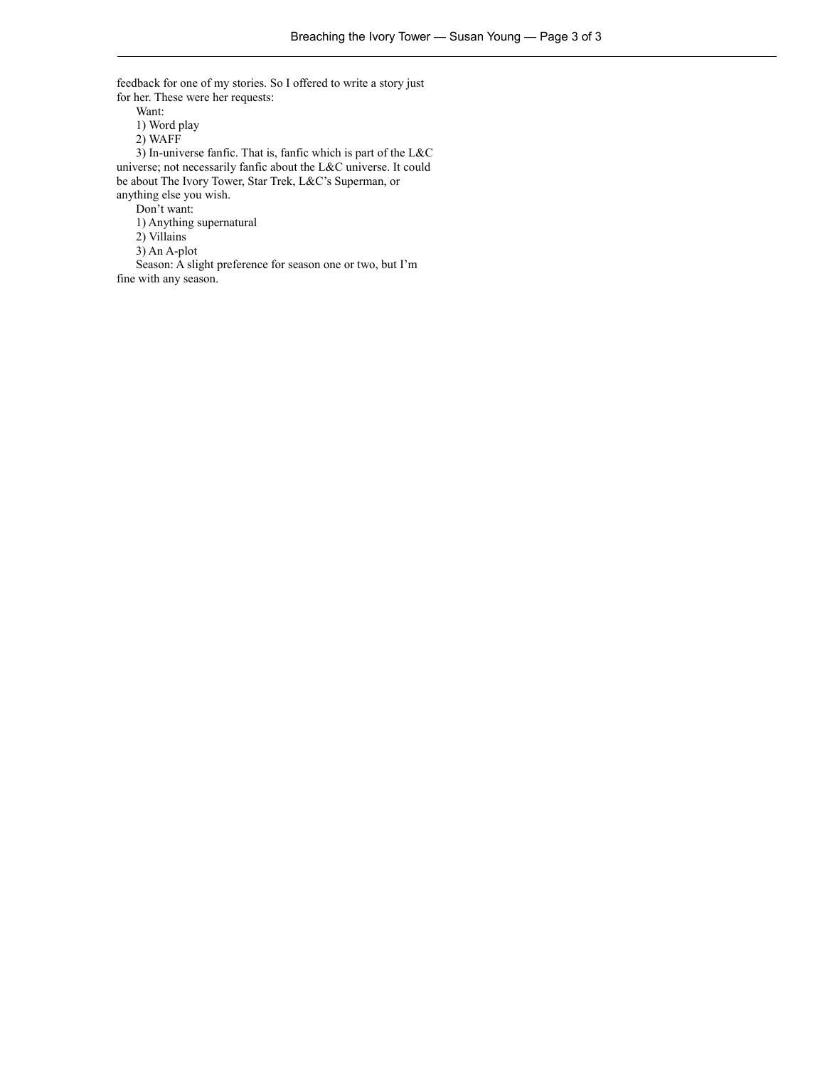feedback for one of my stories. So I offered to write a story just for her. These were her requests:

Want:

1) Word play

2) WAFF

3) In-universe fanfic. That is, fanfic which is part of the L&C universe; not necessarily fanfic about the L&C universe. It could be about The Ivory Tower, Star Trek, L&C's Superman, or anything else you wish.

Don't want:

1) Anything supernatural

2) Villains

3) An A-plot

Season: A slight preference for season one or two, but I'm fine with any season.